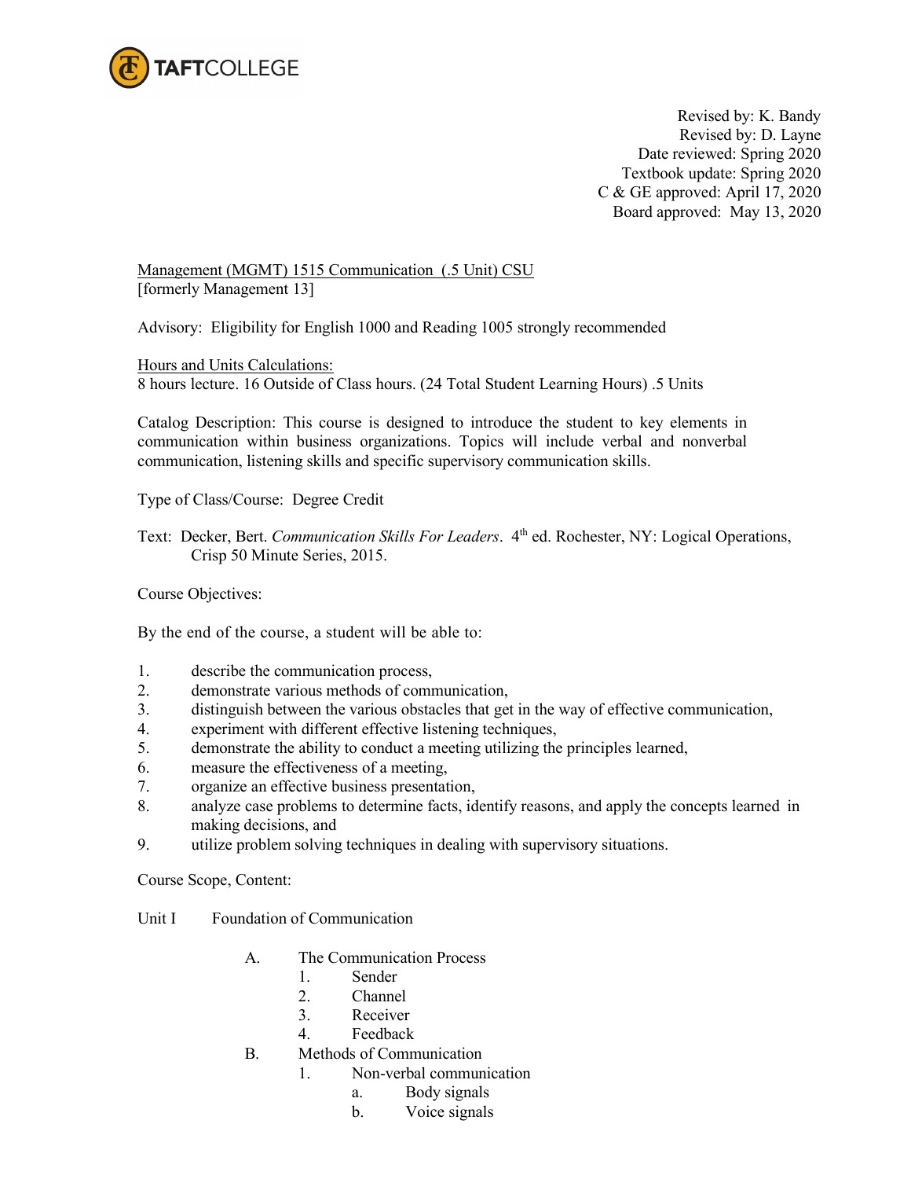TAFTCOLLEGE

Revised by: K. Bandy
Revised by: D. Layne
Date reviewed: Spring 2020
Textbook update: Spring 2020
C & GE approved: April 17, 2020
Board approved: May 13, 2020

Management (MGMT) 1515 Communication (.5 Unit) CSU
[formerly Management 13]

Advisory: Eligibility for English 1000 and Reading 1005 strongly recommended

Hours and Units Calculations:
8 hours lecture. 16 Outside of Class hours. (24 Total Student Learning Hours) .5 Units

Catalog Description: This course is designed to introduce the student to key elements in communication within business organizations. Topics will include verbal and nonverbal communication, listening skills and specific supervisory communication skills.

Type of Class/Course: Degree Credit

Text: Decker, Bert. *Communication Skills For Leaders*. 4th ed. Rochester, NY: Logical Operations, Crisp 50 Minute Series, 2015.

Course Objectives:

By the end of the course, a student will be able to:

1. describe the communication process,
2. demonstrate various methods of communication,
3. distinguish between the various obstacles that get in the way of effective communication,
4. experiment with different effective listening techniques,
5. demonstrate the ability to conduct a meeting utilizing the principles learned,
6. measure the effectiveness of a meeting,
7. organize an effective business presentation,
8. analyze case problems to determine facts, identify reasons, and apply the concepts learned in making decisions, and
9. utilize problem solving techniques in dealing with supervisory situations.

Course Scope, Content:

Unit I Foundation of Communication

- A. The Communication Process
    1. Sender
    2. Channel
    3. Receiver
    4. Feedback
- B. Methods of Communication
    1. Non-verbal communication
        - a. Body signals
        - b. Voice signals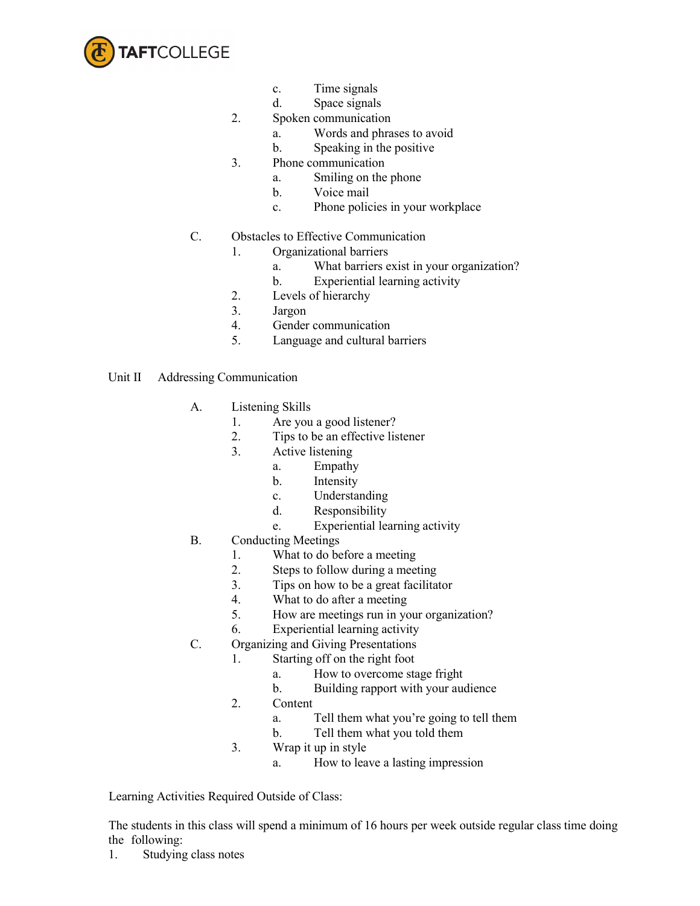c. Time signals
d. Space signals

2. Spoken communication
   a. Words and phrases to avoid
   b. Speaking in the positive
3. Phone communication
   a. Smiling on the phone
   b. Voice mail
   c. Phone policies in your workplace

C. Obstacles to Effective Communication
   1. Organizational barriers
      a. What barriers exist in your organization?
      b. Experiential learning activity
   2. Levels of hierarchy
   3. Jargon
   4. Gender communication
   5. Language and cultural barriers

Unit II Addressing Communication

A. Listening Skills
   1. Are you a good listener?
   2. Tips to be an effective listener
   3. Active listening
      a. Empathy
      b. Intensity
      c. Understanding
      d. Responsibility
      e. Experiential learning activity

B. Conducting Meetings
   1. What to do before a meeting
   2. Steps to follow during a meeting
   3. Tips on how to be a great facilitator
   4. What to do after a meeting
   5. How are meetings run in your organization?
   6. Experiential learning activity

C. Organizing and Giving Presentations
   1. Starting off on the right foot
      a. How to overcome stage fright
      b. Building rapport with your audience
   2. Content
      a. Tell them what you're going to tell them
      b. Tell them what you told them
   3. Wrap it up in style
      a. How to leave a lasting impression

Learning Activities Required Outside of Class:

The students in this class will spend a minimum of 16 hours per week outside regular class time doing the following:

1. Studying class notes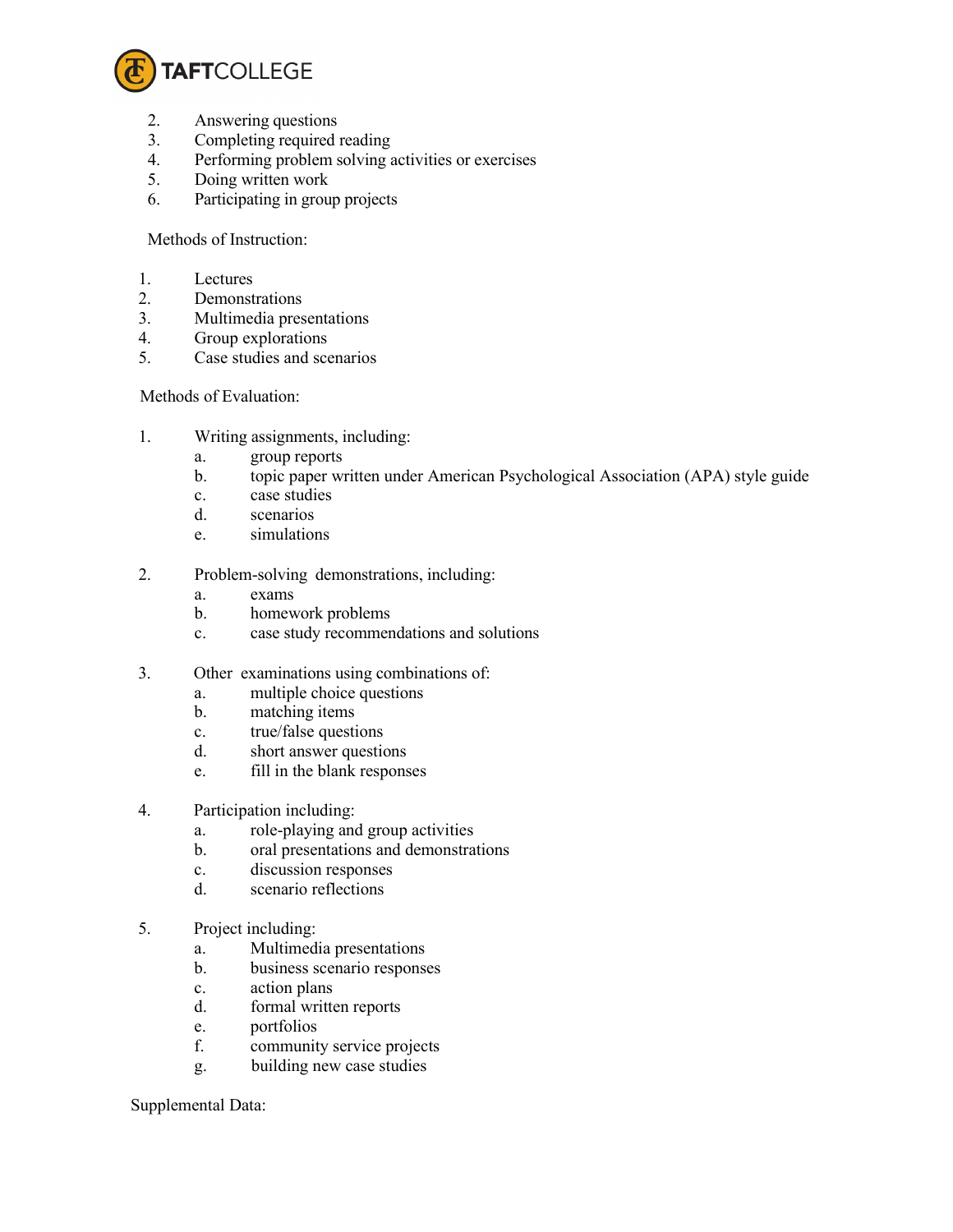2. Answering questions
3. Completing required reading
4. Performing problem solving activities or exercises
5. Doing written work
6. Participating in group projects

Methods of Instruction:

1. Lectures
2. Demonstrations
3. Multimedia presentations
4. Group explorations
5. Case studies and scenarios

Methods of Evaluation:

1. Writing assignments, including:
   a. group reports
   b. topic paper written under American Psychological Association (APA) style guide
   c. case studies
   d. scenarios
   e. simulations

2. Problem-solving demonstrations, including:
   a. exams
   b. homework problems
   c. case study recommendations and solutions

3. Other examinations using combinations of:
   a. multiple choice questions
   b. matching items
   c. true/false questions
   d. short answer questions
   e. fill in the blank responses

4. Participation including:
   a. role-playing and group activities
   b. oral presentations and demonstrations
   c. discussion responses
   d. scenario reflections

5. Project including:
   a. Multimedia presentations
   b. business scenario responses
   c. action plans
   d. formal written reports
   e. portfolios
   f. community service projects
   g. building new case studies

Supplemental Data: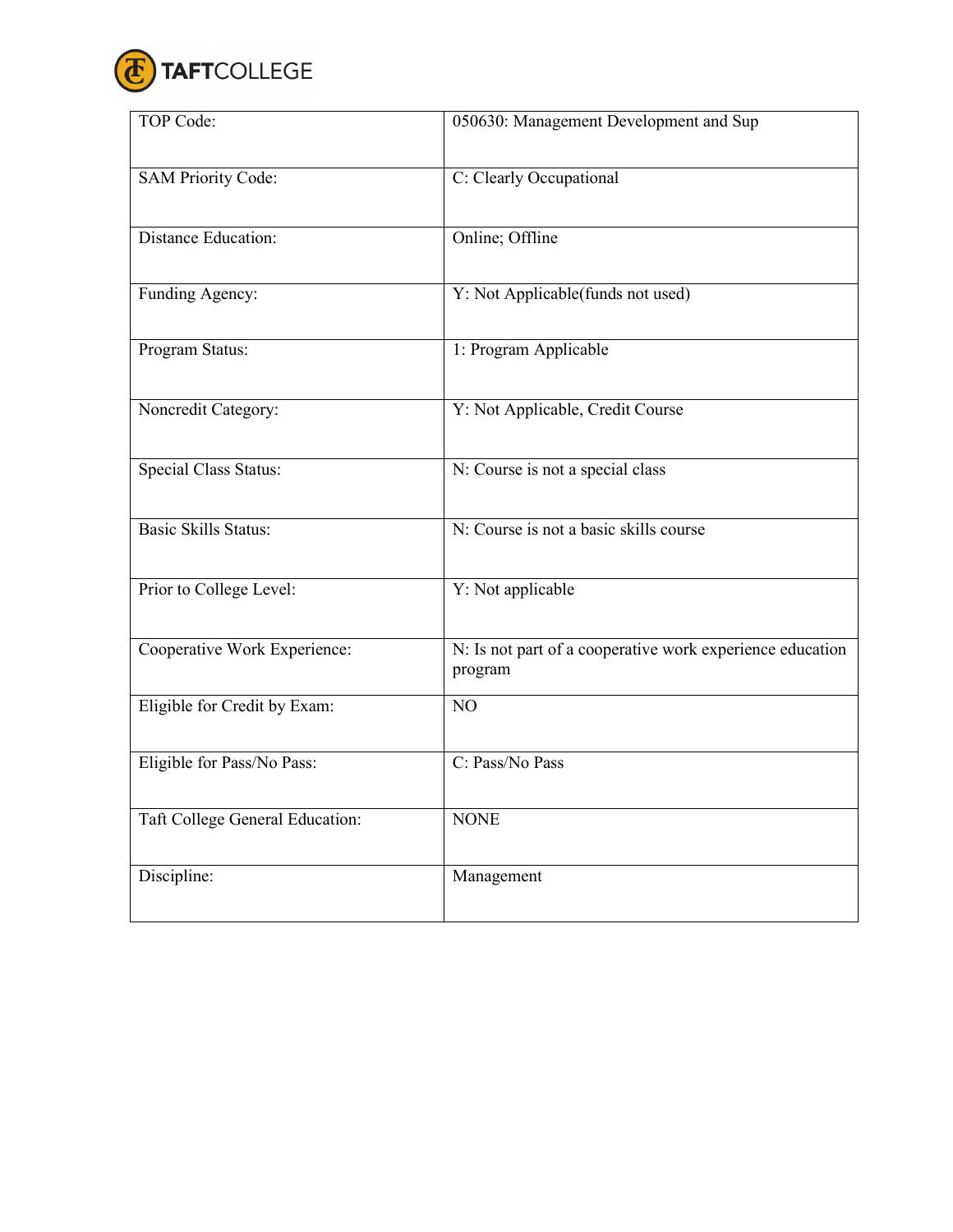| | |
|---|---|
| TOP Code: | 050630: Management Development and Sup |
| SAM Priority Code: | C: Clearly Occupational |
| Distance Education: | Online; Offline |
| Funding Agency: | Y: Not Applicable(funds not used) |
| Program Status: | 1: Program Applicable |
| Noncredit Category: | Y: Not Applicable, Credit Course |
| Special Class Status: | N: Course is not a special class |
| Basic Skills Status: | N: Course is not a basic skills course |
| Prior to College Level: | Y: Not applicable |
| Cooperative Work Experience: | N: Is not part of a cooperative work experience education program |
| Eligible for Credit by Exam: | NO |
| Eligible for Pass/No Pass: | C: Pass/No Pass |
| Taft College General Education: | NONE |
| Discipline: | Management |